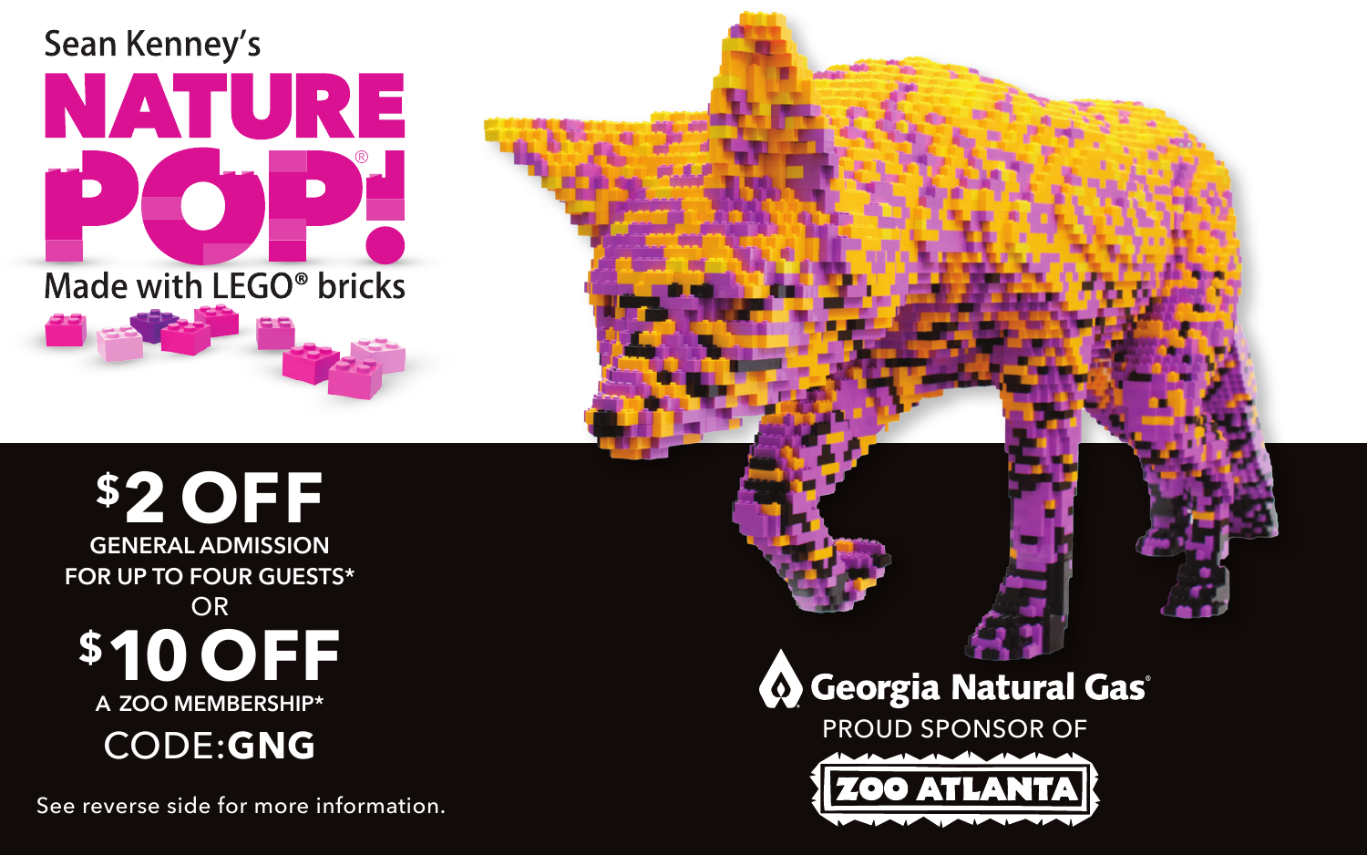Sean Kenney's

# NATURE POP!®

Made with LEGO® bricks

## $2 OFF

GENERAL ADMISSION
FOR UP TO FOUR GUESTS*

OR

## $10 OFF

A ZOO MEMBERSHIP*

CODE: **GNG**

See reverse side for more information.

Georgia Natural Gas®

PROUD SPONSOR OF

ZOO ATLANTA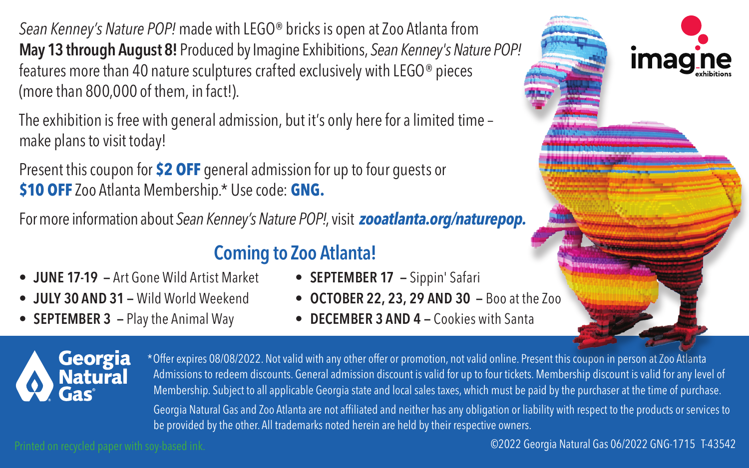*Sean Kenney's Nature POP!* made with LEGO® bricks is open at Zoo Atlanta from **May 13 through August 8!** Produced by Imagine Exhibitions, *Sean Kenney's Nature POP!* features more than 40 nature sculptures crafted exclusively with LEGO® pieces (more than 800,000 of them, in fact!).

The exhibition is free with general admission, but it's only here for a limited time – make plans to visit today!

Present this coupon for **$2 OFF** general admission for up to four guests or **$10 OFF** Zoo Atlanta Membership.* Use code: **GNG.**

For more information about *Sean Kenney's Nature POP!*, visit ***zooatlanta.org/naturepop.***

imagine exhibitions

## Coming to Zoo Atlanta!

- **JUNE 17-19** – Art Gone Wild Artist Market
- **JULY 30 AND 31** – Wild World Weekend
- **SEPTEMBER 3** – Play the Animal Way
- **SEPTEMBER 17** – Sippin' Safari
- **OCTOBER 22, 23, 29 AND 30** – Boo at the Zoo
- **DECEMBER 3 AND 4** – Cookies with Santa

Georgia Natural Gas®

*Offer expires 08/08/2022. Not valid with any other offer or promotion, not valid online. Present this coupon in person at Zoo Atlanta Admissions to redeem discounts. General admission discount is valid for up to four tickets. Membership discount is valid for any level of Membership. Subject to all applicable Georgia state and local sales taxes, which must be paid by the purchaser at the time of purchase.

Georgia Natural Gas and Zoo Atlanta are not affiliated and neither has any obligation or liability with respect to the products or services to be provided by the other. All trademarks noted herein are held by their respective owners.

Printed on recycled paper with soy-based ink.

©2022 Georgia Natural Gas 06/2022 GNG-1715 T-43542